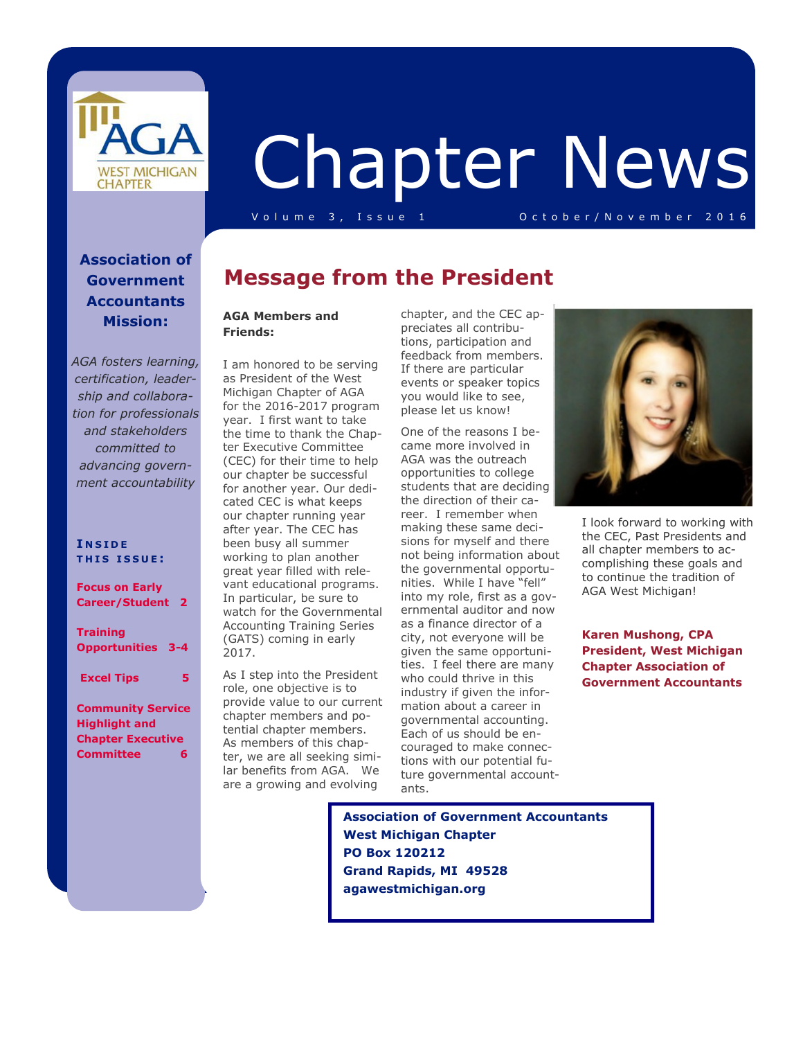# Chapter News

Volume 3, Issue 1 — October/November 2016

AGA WEST MICHIGAN CHAPTER

**Association of Government Accountants Mission:**

*AGA fosters learning, certification, leadership and collaboration for professionals and stakeholders committed to advancing government accountability*

**INSIDE THIS ISSUE:**

- **Focus on Early Career/Student** 2
- **Training Opportunities** 3-4
- **Excel Tips** 5
- **Community Service Highlight and Chapter Executive Committee** 6

## Message from the President

**AGA Members and Friends:**

I am honored to be serving as President of the West Michigan Chapter of AGA for the 2016-2017 program year. I first want to take the time to thank the Chapter Executive Committee (CEC) for their time to help our chapter be successful for another year. Our dedicated CEC is what keeps our chapter running year after year. The CEC has been busy all summer working to plan another great year filled with relevant educational programs. In particular, be sure to watch for the Governmental Accounting Training Series (GATS) coming in early 2017.

As I step into the President role, one objective is to provide value to our current chapter members and potential chapter members. As members of this chapter, we are all seeking similar benefits from AGA. We are a growing and evolving chapter, and the CEC appreciates all contributions, participation and feedback from members. If there are particular events or speaker topics you would like to see, please let us know!

One of the reasons I became more involved in AGA was the outreach opportunities to college students that are deciding the direction of their career. I remember when making these same decisions for myself and there not being information about the governmental opportunities. While I have "fell" into my role, first as a governmental auditor and now as a finance director of a city, not everyone will be given the same opportunities. I feel there are many who could thrive in this industry if given the information about a career in governmental accounting. Each of us should be encouraged to make connections with our potential future governmental accountants.

I look forward to working with the CEC, Past Presidents and all chapter members to accomplishing these goals and to continue the tradition of AGA West Michigan!

**Karen Mushong, CPA**
**President, West Michigan Chapter Association of Government Accountants**

**Association of Government Accountants**
**West Michigan Chapter**
**PO Box 120212**
**Grand Rapids, MI 49528**
**agawestmichigan.org**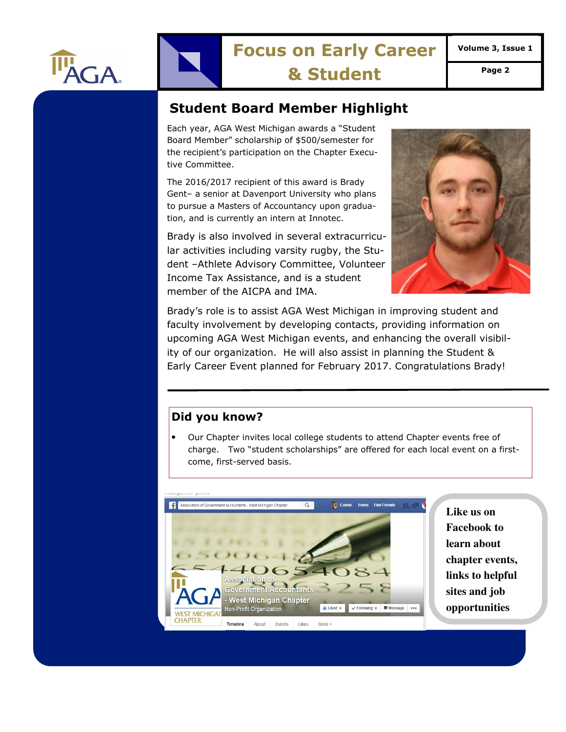## Student Board Member Highlight

Each year, AGA West Michigan awards a "Student Board Member" scholarship of $500/semester for the recipient's participation on the Chapter Executive Committee.

The 2016/2017 recipient of this award is Brady Gent– a senior at Davenport University who plans to pursue a Masters of Accountancy upon graduation, and is currently an intern at Innotec.

Brady is also involved in several extracurricular activities including varsity rugby, the Student –Athlete Advisory Committee, Volunteer Income Tax Assistance, and is a student member of the AICPA and IMA.

Brady's role is to assist AGA West Michigan in improving student and faculty involvement by developing contacts, providing information on upcoming AGA West Michigan events, and enhancing the overall visibility of our organization. He will also assist in planning the Student & Early Career Event planned for February 2017. Congratulations Brady!

---

### Did you know?

- Our Chapter invites local college students to attend Chapter events free of charge. Two "student scholarships" are offered for each local event on a first-come, first-served basis.

**Like us on Facebook to learn about chapter events, links to helpful sites and job opportunities**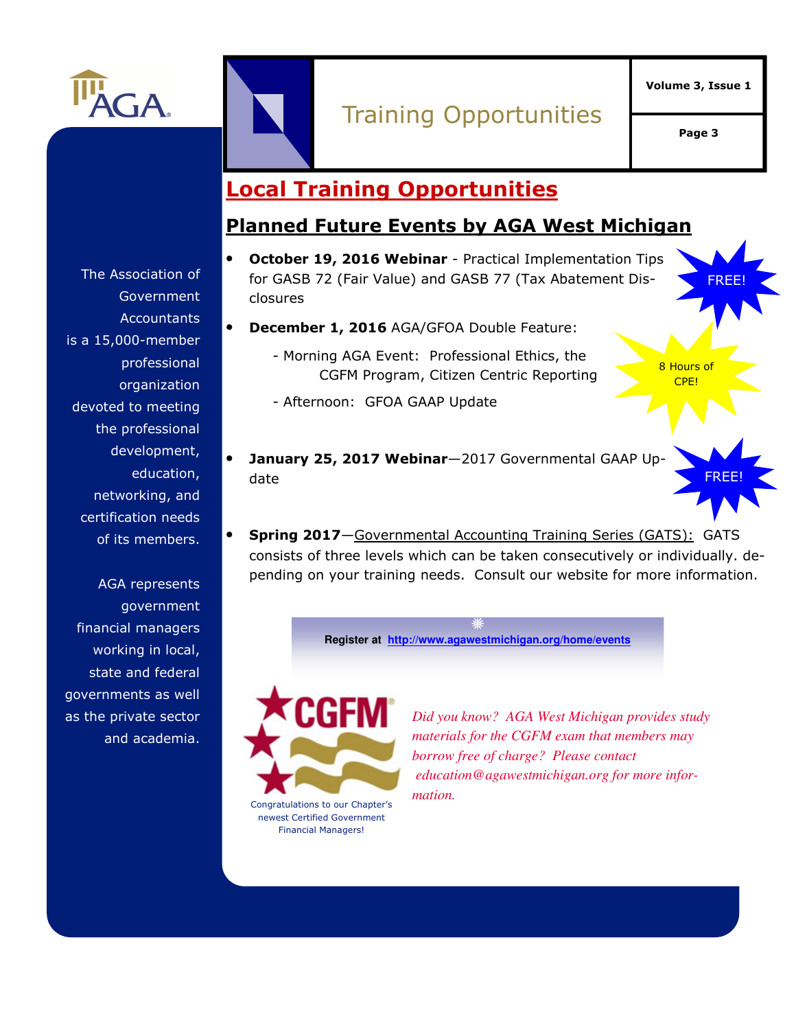# Training Opportunities

## Local Training Opportunities

### Planned Future Events by AGA West Michigan

- **October 19, 2016 Webinar** - Practical Implementation Tips for GASB 72 (Fair Value) and GASB 77 (Tax Abatement Disclosures

  FREE!

- **December 1, 2016** AGA/GFOA Double Feature:
  - Morning AGA Event: Professional Ethics, the CGFM Program, Citizen Centric Reporting
  - Afternoon: GFOA GAAP Update

  8 Hours of CPE!

- **January 25, 2017 Webinar**—2017 Governmental GAAP Update

  FREE!

- **Spring 2017**—Governmental Accounting Training Series (GATS): GATS consists of three levels which can be taken consecutively or individually. depending on your training needs. Consult our website for more information.

**Register at http://www.agawestmichigan.org/home/events**

Congratulations to our Chapter's newest Certified Government Financial Managers!

*Did you know? AGA West Michigan provides study materials for the CGFM exam that members may borrow free of charge? Please contact education@agawestmichigan.org for more information.*

The Association of Government Accountants is a 15,000-member professional organization devoted to meeting the professional development, education, networking, and certification needs of its members.

AGA represents government financial managers working in local, state and federal governments as well as the private sector and academia.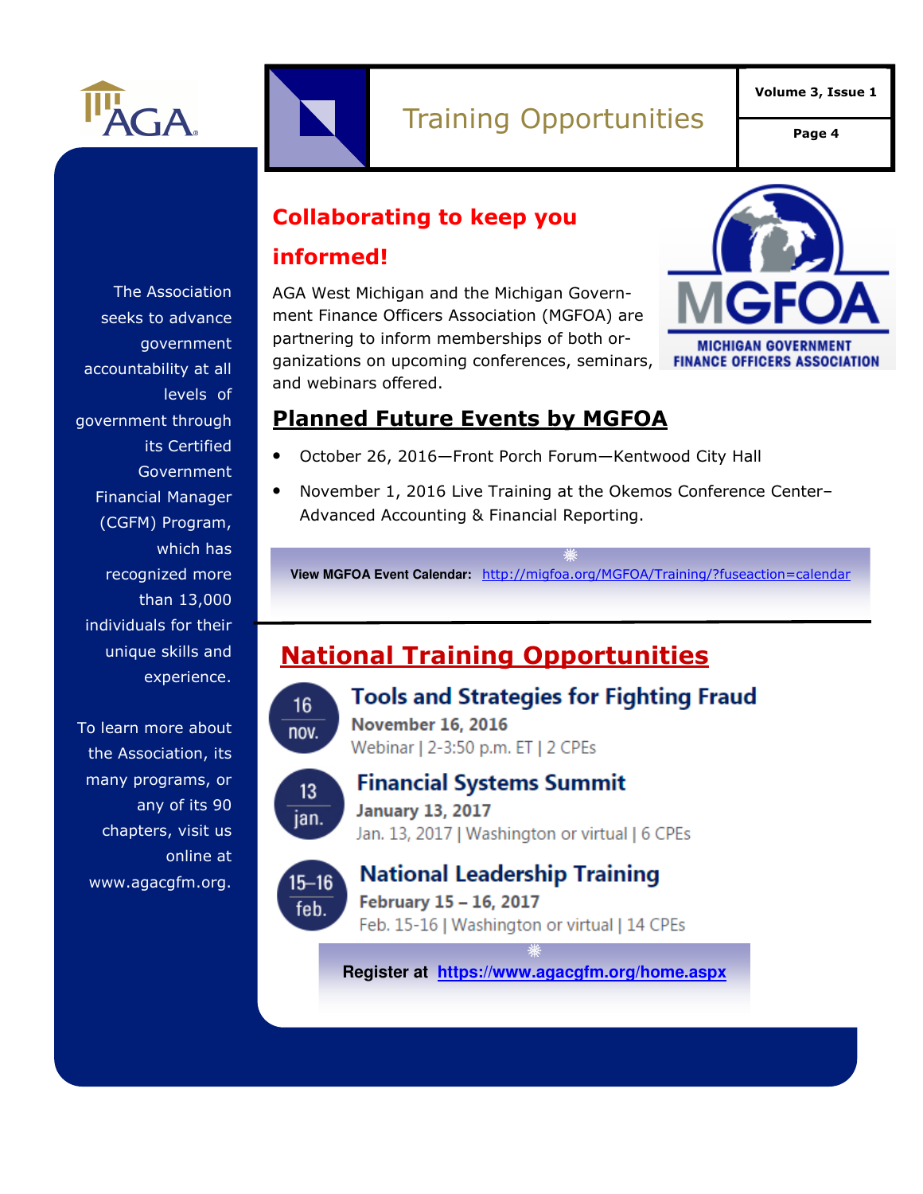# Training Opportunities

The Association seeks to advance government accountability at all levels of government through its Certified Government Financial Manager (CGFM) Program, which has recognized more than 13,000 individuals for their unique skills and experience.

To learn more about the Association, its many programs, or any of its 90 chapters, visit us online at www.agacgfm.org.

## Collaborating to keep you informed!

AGA West Michigan and the Michigan Government Finance Officers Association (MGFOA) are partnering to inform memberships of both organizations on upcoming conferences, seminars, and webinars offered.

MGFOA
MICHIGAN GOVERNMENT FINANCE OFFICERS ASSOCIATION

## Planned Future Events by MGFOA

- October 26, 2016—Front Porch Forum—Kentwood City Hall
- November 1, 2016 Live Training at the Okemos Conference Center–Advanced Accounting & Financial Reporting.

**View MGFOA Event Calendar:** http://migfoa.org/MGFOA/Training/?fuseaction=calendar

## National Training Opportunities

16 nov.

### Tools and Strategies for Fighting Fraud

**November 16, 2016**

Webinar | 2-3:50 p.m. ET | 2 CPEs

13 jan.

### Financial Systems Summit

**January 13, 2017**

Jan. 13, 2017 | Washington or virtual | 6 CPEs

15–16 feb.

### National Leadership Training

**February 15 – 16, 2017**

Feb. 15-16 | Washington or virtual | 14 CPEs

**Register at https://www.agacgfm.org/home.aspx**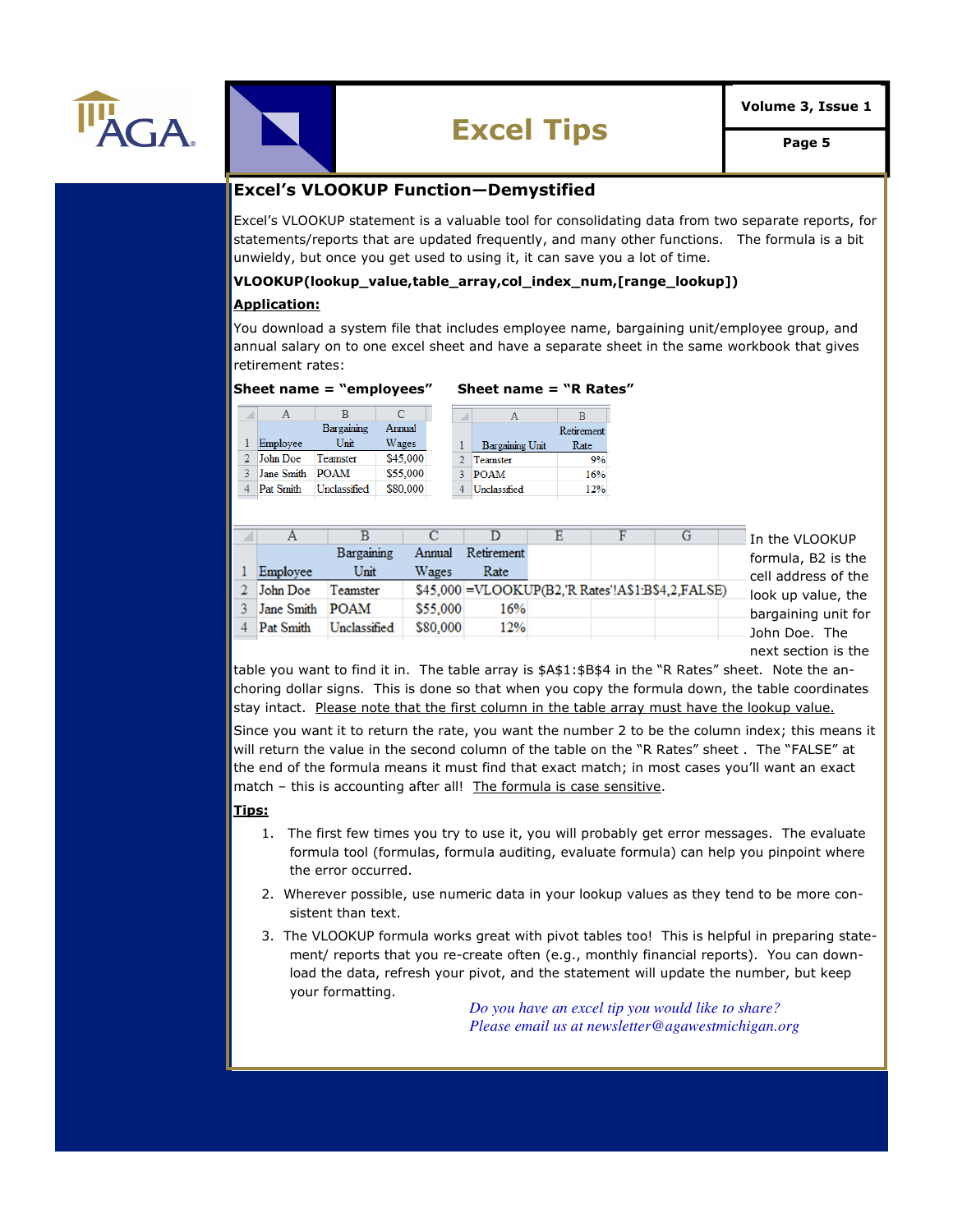## Excel Tips

### Excel's VLOOKUP Function—Demystified

Excel's VLOOKUP statement is a valuable tool for consolidating data from two separate reports, for statements/reports that are updated frequently, and many other functions. The formula is a bit unwieldy, but once you get used to using it, it can save you a lot of time.

**VLOOKUP(lookup_value,table_array,col_index_num,[range_lookup])**

**Application:**

You download a system file that includes employee name, bargaining unit/employee group, and annual salary on to one excel sheet and have a separate sheet in the same workbook that gives retirement rates:

**Sheet name = "employees"**

| | A | B | C |
|---|---|---|---|
| 1 | Employee | Bargaining Unit | Annual Wages |
| 2 | John Doe | Teamster | $45,000 |
| 3 | Jane Smith | POAM | $55,000 |
| 4 | Pat Smith | Unclassified | $80,000 |

**Sheet name = "R Rates"**

| | A | B |
|---|---|---|
| 1 | Bargaining Unit | Retirement Rate |
| 2 | Teamster | 9% |
| 3 | POAM | 16% |
| 4 | Unclassified | 12% |

| | A | B | C | D | E | F | G |
|---|---|---|---|---|---|---|---|
| 1 | Employee | Bargaining Unit | Annual Wages | Retirement Rate | | | |
| 2 | John Doe | Teamster | $45,000 | =VLOOKUP(B2,'R Rates'!A$1:B$4,2,FALSE) | | | |
| 3 | Jane Smith | POAM | $55,000 | 16% | | | |
| 4 | Pat Smith | Unclassified | $80,000 | 12% | | | |

In the VLOOKUP formula, B2 is the cell address of the look up value, the bargaining unit for John Doe. The next section is the table you want to find it in. The table array is $A$1:$B$4 in the "R Rates" sheet. Note the anchoring dollar signs. This is done so that when you copy the formula down, the table coordinates stay intact. <u>Please note that the first column in the table array must have the lookup value.</u>

Since you want it to return the rate, you want the number 2 to be the column index; this means it will return the value in the second column of the table on the "R Rates" sheet . The "FALSE" at the end of the formula means it must find that exact match; in most cases you'll want an exact match – this is accounting after all! <u>The formula is case sensitive</u>.

**Tips:**

1. The first few times you try to use it, you will probably get error messages. The evaluate formula tool (formulas, formula auditing, evaluate formula) can help you pinpoint where the error occurred.
2. Wherever possible, use numeric data in your lookup values as they tend to be more consistent than text.
3. The VLOOKUP formula works great with pivot tables too! This is helpful in preparing statement/ reports that you re-create often (e.g., monthly financial reports). You can download the data, refresh your pivot, and the statement will update the number, but keep your formatting.

*Do you have an excel tip you would like to share?*
*Please email us at newsletter@agawestmichigan.org*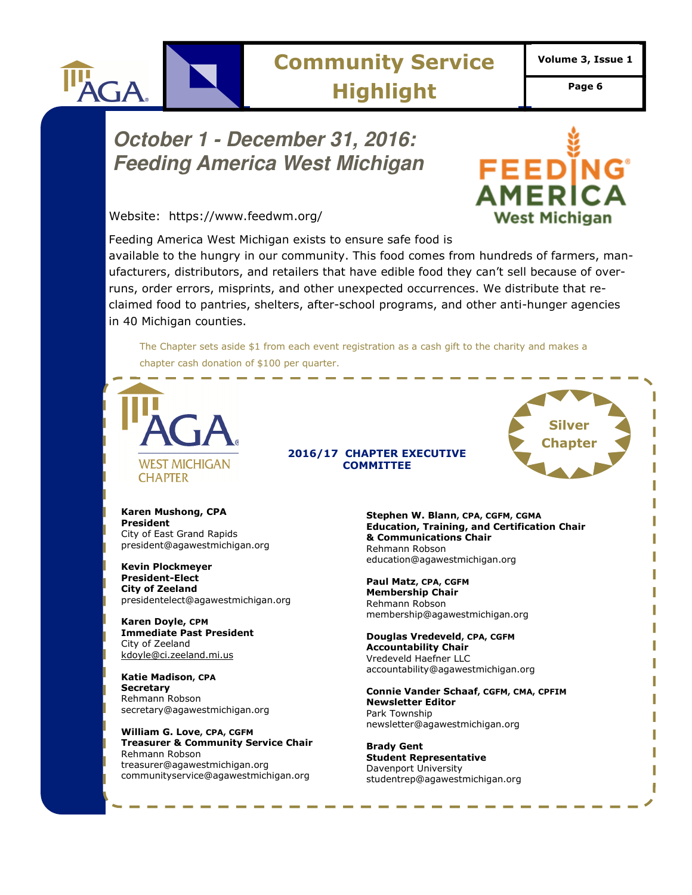# Community Service Highlight

## *October 1 - December 31, 2016: Feeding America West Michigan*

Website: https://www.feedwm.org/

Feeding America West Michigan exists to ensure safe food is available to the hungry in our community. This food comes from hundreds of farmers, manufacturers, distributors, and retailers that have edible food they can't sell because of overruns, order errors, misprints, and other unexpected occurrences. We distribute that reclaimed food to pantries, shelters, after-school programs, and other anti-hunger agencies in 40 Michigan counties.

The Chapter sets aside $1 from each event registration as a cash gift to the charity and makes a chapter cash donation of $100 per quarter.

AGA WEST MICHIGAN CHAPTER

Silver Chapter

### 2016/17 CHAPTER EXECUTIVE COMMITTEE

**Karen Mushong, CPA**
**President**
City of East Grand Rapids
president@agawestmichigan.org

**Kevin Plockmeyer**
**President-Elect**
**City of Zeeland**
presidentelect@agawestmichigan.org

**Karen Doyle, CPM**
**Immediate Past President**
City of Zeeland
kdoyle@ci.zeeland.mi.us

**Katie Madison, CPA**
**Secretary**
Rehmann Robson
secretary@agawestmichigan.org

**William G. Love, CPA, CGFM**
**Treasurer & Community Service Chair**
Rehmann Robson
treasurer@agawestmichigan.org
communityservice@agawestmichigan.org

**Stephen W. Blann, CPA, CGFM, CGMA**
**Education, Training, and Certification Chair & Communications Chair**
Rehmann Robson
education@agawestmichigan.org

**Paul Matz, CPA, CGFM**
**Membership Chair**
Rehmann Robson
membership@agawestmichigan.org

**Douglas Vredeveld, CPA, CGFM**
**Accountability Chair**
Vredeveld Haefner LLC
accountability@agawestmichigan.org

**Connie Vander Schaaf, CGFM, CMA, CPFIM**
**Newsletter Editor**
Park Township
newsletter@agawestmichigan.org

**Brady Gent**
**Student Representative**
Davenport University
studentrep@agawestmichigan.org